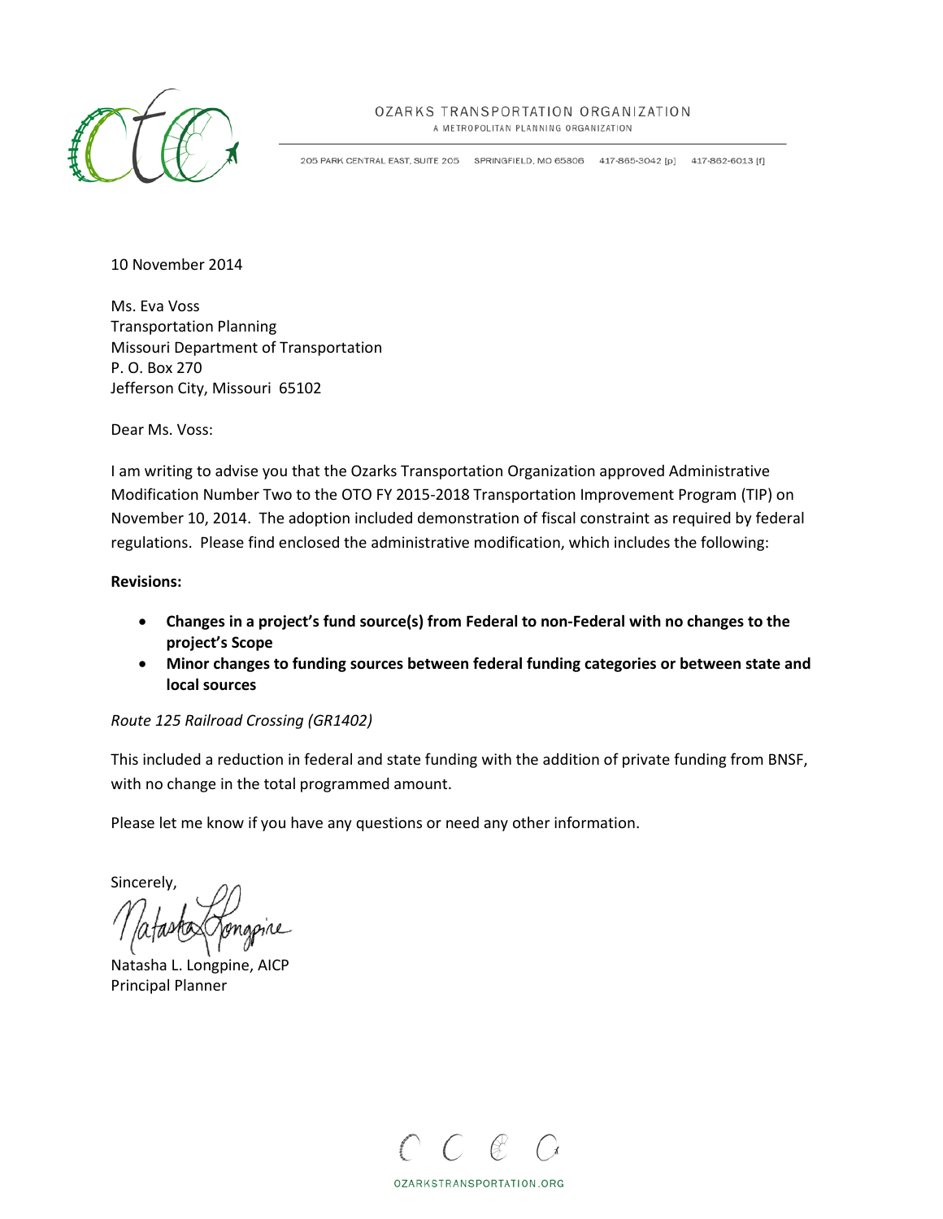OZARKS TRANSPORTATION ORGANIZATION
A METROPOLITAN PLANNING ORGANIZATION

205 PARK CENTRAL EAST, SUITE 205 SPRINGFIELD, MO 65806 417-865-3042 [p] 417-862-6013 [f]

10 November 2014

Ms. Eva Voss
Transportation Planning
Missouri Department of Transportation
P. O. Box 270
Jefferson City, Missouri 65102

Dear Ms. Voss:

I am writing to advise you that the Ozarks Transportation Organization approved Administrative Modification Number Two to the OTO FY 2015-2018 Transportation Improvement Program (TIP) on November 10, 2014. The adoption included demonstration of fiscal constraint as required by federal regulations. Please find enclosed the administrative modification, which includes the following:

**Revisions:**

- **Changes in a project's fund source(s) from Federal to non-Federal with no changes to the project's Scope**
- **Minor changes to funding sources between federal funding categories or between state and local sources**

*Route 125 Railroad Crossing (GR1402)*

This included a reduction in federal and state funding with the addition of private funding from BNSF, with no change in the total programmed amount.

Please let me know if you have any questions or need any other information.

Sincerely,

Natasha L. Longpine, AICP
Principal Planner

OZARKSTRANSPORTATION.ORG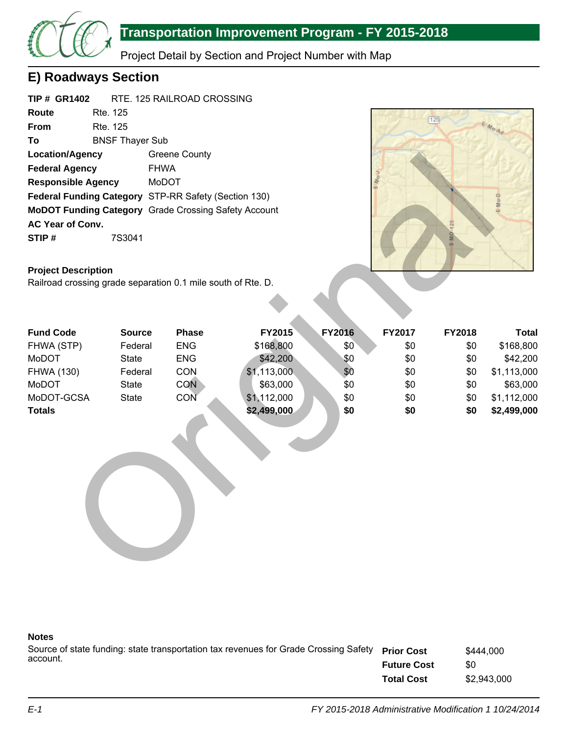## E) Roadways Section

**TIP # GR1402** RTE. 125 RAILROAD CROSSING

**Route** Rte. 125

**From** Rte. 125

**To** BNSF Thayer Sub

**Location/Agency** Greene County

**Federal Agency** FHWA

**Responsible Agency** MoDOT

**Federal Funding Category** STP-RR Safety (Section 130)

**MoDOT Funding Category** Grade Crossing Safety Account

**AC Year of Conv.**

**STIP #** 7S3041

**Project Description**

Railroad crossing grade separation 0.1 mile south of Rte. D.

| Fund Code | Source | Phase | FY2015 | FY2016 | FY2017 | FY2018 | Total |
|---|---|---|---|---|---|---|---|
| FHWA (STP) | Federal | ENG | $168,800 | $0 | $0 | $0 | $168,800 |
| MoDOT | State | ENG | $42,200 | $0 | $0 | $0 | $42,200 |
| FHWA (130) | Federal | CON | $1,113,000 | $0 | $0 | $0 | $1,113,000 |
| MoDOT | State | CON | $63,000 | $0 | $0 | $0 | $63,000 |
| MoDOT-GCSA | State | CON | $1,112,000 | $0 | $0 | $0 | $1,112,000 |
| **Totals** | | | **$2,499,000** | **$0** | **$0** | **$0** | **$2,499,000** |

**Notes**

Source of state funding: state transportation tax revenues for Grade Crossing Safety account.

| | |
|---|---|
| **Prior Cost** | $444,000 |
| **Future Cost** | $0 |
| **Total Cost** | $2,943,000 |

*FY 2015-2018 Administrative Modification 1 10/24/2014*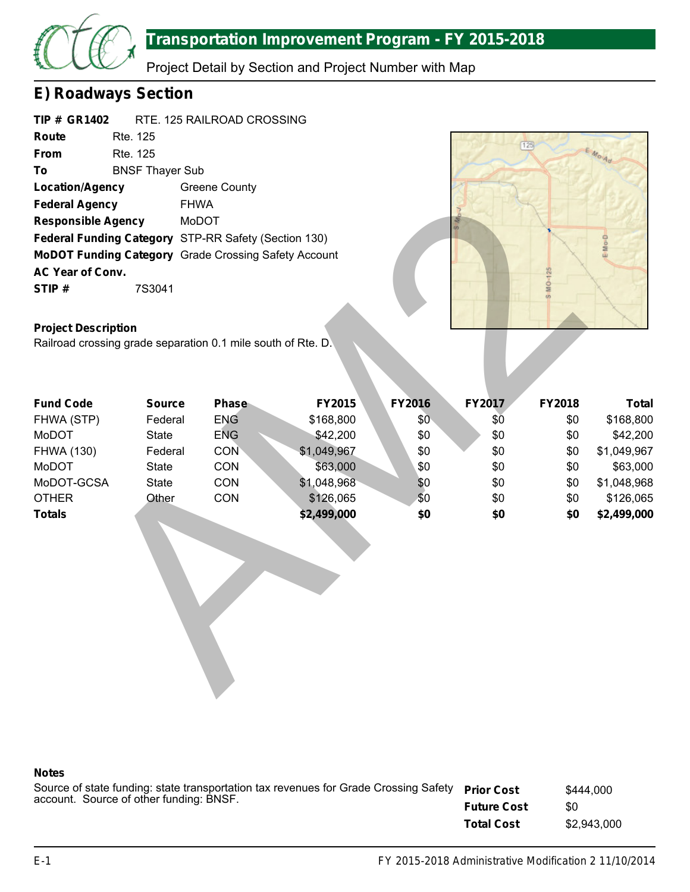# Transportation Improvement Program - FY 2015-2018

Project Detail by Section and Project Number with Map

## E) Roadways Section

**TIP # GR1402** RTE. 125 RAILROAD CROSSING

**Route** Rte. 125

**From** Rte. 125

**To** BNSF Thayer Sub

**Location/Agency** Greene County

**Federal Agency** FHWA

**Responsible Agency** MoDOT

**Federal Funding Category** STP-RR Safety (Section 130)

**MoDOT Funding Category** Grade Crossing Safety Account

**AC Year of Conv.**

**STIP #** 7S3041

**Project Description**

Railroad crossing grade separation 0.1 mile south of Rte. D.

| Fund Code | Source | Phase | FY2015 | FY2016 | FY2017 | FY2018 | Total |
|---|---|---|---|---|---|---|---|
| FHWA (STP) | Federal | ENG | $168,800 | $0 | $0 | $0 | $168,800 |
| MoDOT | State | ENG | $42,200 | $0 | $0 | $0 | $42,200 |
| FHWA (130) | Federal | CON | $1,049,967 | $0 | $0 | $0 | $1,049,967 |
| MoDOT | State | CON | $63,000 | $0 | $0 | $0 | $63,000 |
| MoDOT-GCSA | State | CON | $1,048,968 | $0 | $0 | $0 | $1,048,968 |
| OTHER | Other | CON | $126,065 | $0 | $0 | $0 | $126,065 |
| **Totals** | | | **$2,499,000** | **$0** | **$0** | **$0** | **$2,499,000** |

**Notes**

Source of state funding: state transportation tax revenues for Grade Crossing Safety account. Source of other funding: BNSF.

| | |
|---|---|
| **Prior Cost** | $444,000 |
| **Future Cost** | $0 |
| **Total Cost** | $2,943,000 |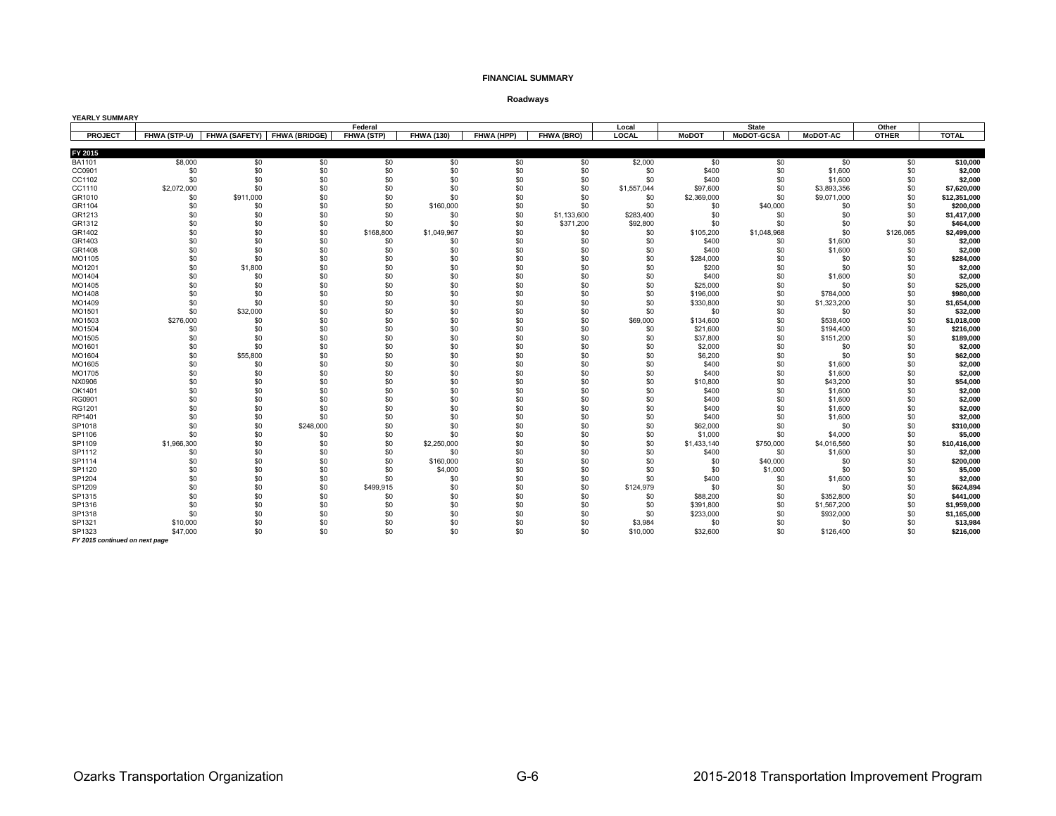**FINANCIAL SUMMARY**

**Roadways**

**YEARLY SUMMARY**

| | Federal | | | | | | | Local | State | | | Other | |
|---|---|---|---|---|---|---|---|---|---|---|---|---|---|
| PROJECT | FHWA (STP-U) | FHWA (SAFETY) | FHWA (BRIDGE) | FHWA (STP) | FHWA (130) | FHWA (HPP) | FHWA (BRO) | LOCAL | MoDOT | MoDOT-GCSA | MoDOT-AC | OTHER | TOTAL |
| **FY 2015** | | | | | | | | | | | | | |
| BA1101 | $8,000 | $0 | $0 | $0 | $0 | $0 | $0 | $2,000 | $0 | $0 | $0 | $0 | **$10,000** |
| CC0901 | $0 | $0 | $0 | $0 | $0 | $0 | $0 | $0 | $400 | $0 | $1,600 | $0 | **$2,000** |
| CC1102 | $0 | $0 | $0 | $0 | $0 | $0 | $0 | $0 | $400 | $0 | $1,600 | $0 | **$2,000** |
| CC1110 | $2,072,000 | $0 | $0 | $0 | $0 | $0 | $0 | $1,557,044 | $97,600 | $0 | $3,893,356 | $0 | **$7,620,000** |
| GR1010 | $0 | $911,000 | $0 | $0 | $0 | $0 | $0 | $0 | $2,369,000 | $0 | $9,071,000 | $0 | **$12,351,000** |
| GR1104 | $0 | $0 | $0 | $0 | $160,000 | $0 | $0 | $0 | $0 | $40,000 | $0 | $0 | **$200,000** |
| GR1213 | $0 | $0 | $0 | $0 | $0 | $0 | $1,133,600 | $283,400 | $0 | $0 | $0 | $0 | **$1,417,000** |
| GR1312 | $0 | $0 | $0 | $0 | $0 | $0 | $371,200 | $92,800 | $0 | $0 | $0 | $0 | **$464,000** |
| GR1402 | $0 | $0 | $0 | $168,800 | $1,049,967 | $0 | $0 | $0 | $105,200 | $1,048,968 | $0 | $126,065 | **$2,499,000** |
| GR1403 | $0 | $0 | $0 | $0 | $0 | $0 | $0 | $0 | $400 | $0 | $1,600 | $0 | **$2,000** |
| GR1408 | $0 | $0 | $0 | $0 | $0 | $0 | $0 | $0 | $400 | $0 | $1,600 | $0 | **$2,000** |
| MO1105 | $0 | $0 | $0 | $0 | $0 | $0 | $0 | $0 | $284,000 | $0 | $0 | $0 | **$284,000** |
| MO1201 | $0 | $1,800 | $0 | $0 | $0 | $0 | $0 | $0 | $200 | $0 | $0 | $0 | **$2,000** |
| MO1404 | $0 | $0 | $0 | $0 | $0 | $0 | $0 | $0 | $400 | $0 | $1,600 | $0 | **$2,000** |
| MO1405 | $0 | $0 | $0 | $0 | $0 | $0 | $0 | $0 | $25,000 | $0 | $0 | $0 | **$25,000** |
| MO1408 | $0 | $0 | $0 | $0 | $0 | $0 | $0 | $0 | $196,000 | $0 | $784,000 | $0 | **$980,000** |
| MO1409 | $0 | $0 | $0 | $0 | $0 | $0 | $0 | $0 | $330,800 | $0 | $1,323,200 | $0 | **$1,654,000** |
| MO1501 | $0 | $32,000 | $0 | $0 | $0 | $0 | $0 | $0 | $0 | $0 | $0 | $0 | **$32,000** |
| MO1503 | $276,000 | $0 | $0 | $0 | $0 | $0 | $0 | $69,000 | $134,600 | $0 | $538,400 | $0 | **$1,018,000** |
| MO1504 | $0 | $0 | $0 | $0 | $0 | $0 | $0 | $0 | $21,600 | $0 | $194,400 | $0 | **$216,000** |
| MO1505 | $0 | $0 | $0 | $0 | $0 | $0 | $0 | $0 | $37,800 | $0 | $151,200 | $0 | **$189,000** |
| MO1601 | $0 | $0 | $0 | $0 | $0 | $0 | $0 | $0 | $2,000 | $0 | $0 | $0 | **$2,000** |
| MO1604 | $0 | $55,800 | $0 | $0 | $0 | $0 | $0 | $0 | $6,200 | $0 | $0 | $0 | **$62,000** |
| MO1605 | $0 | $0 | $0 | $0 | $0 | $0 | $0 | $0 | $400 | $0 | $1,600 | $0 | **$2,000** |
| MO1705 | $0 | $0 | $0 | $0 | $0 | $0 | $0 | $0 | $400 | $0 | $1,600 | $0 | **$2,000** |
| NX0906 | $0 | $0 | $0 | $0 | $0 | $0 | $0 | $0 | $10,800 | $0 | $43,200 | $0 | **$54,000** |
| OK1401 | $0 | $0 | $0 | $0 | $0 | $0 | $0 | $0 | $400 | $0 | $1,600 | $0 | **$2,000** |
| RG0901 | $0 | $0 | $0 | $0 | $0 | $0 | $0 | $0 | $400 | $0 | $1,600 | $0 | **$2,000** |
| RG1201 | $0 | $0 | $0 | $0 | $0 | $0 | $0 | $0 | $400 | $0 | $1,600 | $0 | **$2,000** |
| RP1401 | $0 | $0 | $0 | $0 | $0 | $0 | $0 | $0 | $400 | $0 | $1,600 | $0 | **$2,000** |
| SP1018 | $0 | $0 | $248,000 | $0 | $0 | $0 | $0 | $0 | $62,000 | $0 | $0 | $0 | **$310,000** |
| SP1106 | $0 | $0 | $0 | $0 | $0 | $0 | $0 | $0 | $1,000 | $0 | $4,000 | $0 | **$5,000** |
| SP1109 | $1,966,300 | $0 | $0 | $0 | $2,250,000 | $0 | $0 | $0 | $1,433,140 | $750,000 | $4,016,560 | $0 | **$10,416,000** |
| SP1112 | $0 | $0 | $0 | $0 | $0 | $0 | $0 | $0 | $400 | $0 | $1,600 | $0 | **$2,000** |
| SP1114 | $0 | $0 | $0 | $0 | $160,000 | $0 | $0 | $0 | $0 | $40,000 | $0 | $0 | **$200,000** |
| SP1120 | $0 | $0 | $0 | $0 | $4,000 | $0 | $0 | $0 | $0 | $1,000 | $0 | $0 | **$5,000** |
| SP1204 | $0 | $0 | $0 | $0 | $0 | $0 | $0 | $0 | $400 | $0 | $1,600 | $0 | **$2,000** |
| SP1209 | $0 | $0 | $0 | $499,915 | $0 | $0 | $0 | $124,979 | $0 | $0 | $0 | $0 | **$624,894** |
| SP1315 | $0 | $0 | $0 | $0 | $0 | $0 | $0 | $0 | $88,200 | $0 | $352,800 | $0 | **$441,000** |
| SP1316 | $0 | $0 | $0 | $0 | $0 | $0 | $0 | $0 | $391,800 | $0 | $1,567,200 | $0 | **$1,959,000** |
| SP1318 | $0 | $0 | $0 | $0 | $0 | $0 | $0 | $0 | $233,000 | $0 | $932,000 | $0 | **$1,165,000** |
| SP1321 | $10,000 | $0 | $0 | $0 | $0 | $0 | $0 | $3,984 | $0 | $0 | $0 | $0 | **$13,984** |
| SP1323 | $47,000 | $0 | $0 | $0 | $0 | $0 | $0 | $10,000 | $32,600 | $0 | $126,400 | $0 | **$216,000** |

*FY 2015 continued on next page*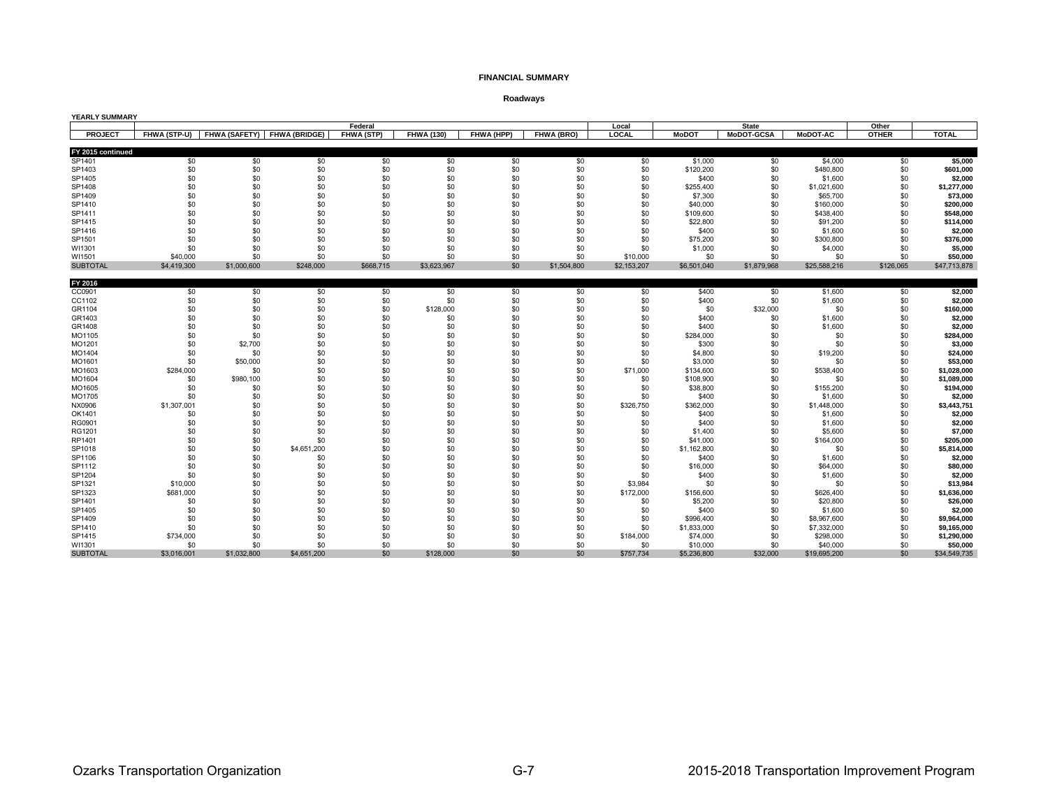**FINANCIAL SUMMARY**

**Roadways**

**YEARLY SUMMARY**

| | Federal | | | | | | | Local | State | | | Other | |
|---|---|---|---|---|---|---|---|---|---|---|---|---|---|
| **PROJECT** | **FHWA (STP-U)** | **FHWA (SAFETY)** | **FHWA (BRIDGE)** | **FHWA (STP)** | **FHWA (130)** | **FHWA (HPP)** | **FHWA (BRO)** | **LOCAL** | **MoDOT** | **MoDOT-GCSA** | **MoDOT-AC** | **OTHER** | **TOTAL** |
| **FY 2015 continued** | | | | | | | | | | | | | |
| SP1401 | $0 | $0 | $0 | $0 | $0 | $0 | $0 | $0 | $1,000 | $0 | $4,000 | $0 | **$5,000** |
| SP1403 | $0 | $0 | $0 | $0 | $0 | $0 | $0 | $0 | $120,200 | $0 | $480,800 | $0 | **$601,000** |
| SP1405 | $0 | $0 | $0 | $0 | $0 | $0 | $0 | $0 | $400 | $0 | $1,600 | $0 | **$2,000** |
| SP1408 | $0 | $0 | $0 | $0 | $0 | $0 | $0 | $0 | $255,400 | $0 | $1,021,600 | $0 | **$1,277,000** |
| SP1409 | $0 | $0 | $0 | $0 | $0 | $0 | $0 | $0 | $7,300 | $0 | $65,700 | $0 | **$73,000** |
| SP1410 | $0 | $0 | $0 | $0 | $0 | $0 | $0 | $0 | $40,000 | $0 | $160,000 | $0 | **$200,000** |
| SP1411 | $0 | $0 | $0 | $0 | $0 | $0 | $0 | $0 | $109,600 | $0 | $438,400 | $0 | **$548,000** |
| SP1415 | $0 | $0 | $0 | $0 | $0 | $0 | $0 | $0 | $22,800 | $0 | $91,200 | $0 | **$114,000** |
| SP1416 | $0 | $0 | $0 | $0 | $0 | $0 | $0 | $0 | $400 | $0 | $1,600 | $0 | **$2,000** |
| SP1501 | $0 | $0 | $0 | $0 | $0 | $0 | $0 | $0 | $75,200 | $0 | $300,800 | $0 | **$376,000** |
| WI1301 | $0 | $0 | $0 | $0 | $0 | $0 | $0 | $0 | $1,000 | $0 | $4,000 | $0 | **$5,000** |
| WI1501 | $40,000 | $0 | $0 | $0 | $0 | $0 | $0 | $10,000 | $0 | $0 | $0 | $0 | **$50,000** |
| SUBTOTAL | $4,419,300 | $1,000,600 | $248,000 | $668,715 | $3,623,967 | $0 | $1,504,800 | $2,153,207 | $6,501,040 | $1,879,968 | $25,588,216 | $126,065 | $47,713,878 |
| **FY 2016** | | | | | | | | | | | | | |
| CC0901 | $0 | $0 | $0 | $0 | $0 | $0 | $0 | $0 | $400 | $0 | $1,600 | $0 | **$2,000** |
| CC1102 | $0 | $0 | $0 | $0 | $0 | $0 | $0 | $0 | $400 | $0 | $1,600 | $0 | **$2,000** |
| GR1104 | $0 | $0 | $0 | $0 | $128,000 | $0 | $0 | $0 | $0 | $32,000 | $0 | $0 | **$160,000** |
| GR1403 | $0 | $0 | $0 | $0 | $0 | $0 | $0 | $0 | $400 | $0 | $1,600 | $0 | **$2,000** |
| GR1408 | $0 | $0 | $0 | $0 | $0 | $0 | $0 | $0 | $400 | $0 | $1,600 | $0 | **$2,000** |
| MO1105 | $0 | $0 | $0 | $0 | $0 | $0 | $0 | $0 | $284,000 | $0 | $0 | $0 | **$284,000** |
| MO1201 | $0 | $2,700 | $0 | $0 | $0 | $0 | $0 | $0 | $300 | $0 | $0 | $0 | **$3,000** |
| MO1404 | $0 | $0 | $0 | $0 | $0 | $0 | $0 | $0 | $4,800 | $0 | $19,200 | $0 | **$24,000** |
| MO1601 | $0 | $50,000 | $0 | $0 | $0 | $0 | $0 | $0 | $3,000 | $0 | $0 | $0 | **$53,000** |
| MO1603 | $284,000 | $0 | $0 | $0 | $0 | $0 | $0 | $71,000 | $134,600 | $0 | $538,400 | $0 | **$1,028,000** |
| MO1604 | $0 | $980,100 | $0 | $0 | $0 | $0 | $0 | $0 | $108,900 | $0 | $0 | $0 | **$1,089,000** |
| MO1605 | $0 | $0 | $0 | $0 | $0 | $0 | $0 | $0 | $38,800 | $0 | $155,200 | $0 | **$194,000** |
| MO1705 | $0 | $0 | $0 | $0 | $0 | $0 | $0 | $0 | $400 | $0 | $1,600 | $0 | **$2,000** |
| NX0906 | $1,307,001 | $0 | $0 | $0 | $0 | $0 | $0 | $326,750 | $362,000 | $0 | $1,448,000 | $0 | **$3,443,751** |
| OK1401 | $0 | $0 | $0 | $0 | $0 | $0 | $0 | $0 | $400 | $0 | $1,600 | $0 | **$2,000** |
| RG0901 | $0 | $0 | $0 | $0 | $0 | $0 | $0 | $0 | $400 | $0 | $1,600 | $0 | **$2,000** |
| RG1201 | $0 | $0 | $0 | $0 | $0 | $0 | $0 | $0 | $1,400 | $0 | $5,600 | $0 | **$7,000** |
| RP1401 | $0 | $0 | $0 | $0 | $0 | $0 | $0 | $0 | $41,000 | $0 | $164,000 | $0 | **$205,000** |
| SP1018 | $0 | $0 | $4,651,200 | $0 | $0 | $0 | $0 | $0 | $1,162,800 | $0 | $0 | $0 | **$5,814,000** |
| SP1106 | $0 | $0 | $0 | $0 | $0 | $0 | $0 | $0 | $400 | $0 | $1,600 | $0 | **$2,000** |
| SP1112 | $0 | $0 | $0 | $0 | $0 | $0 | $0 | $0 | $16,000 | $0 | $64,000 | $0 | **$80,000** |
| SP1204 | $0 | $0 | $0 | $0 | $0 | $0 | $0 | $0 | $400 | $0 | $1,600 | $0 | **$2,000** |
| SP1321 | $10,000 | $0 | $0 | $0 | $0 | $0 | $0 | $3,984 | $0 | $0 | $0 | $0 | **$13,984** |
| SP1323 | $681,000 | $0 | $0 | $0 | $0 | $0 | $0 | $172,000 | $156,600 | $0 | $626,400 | $0 | **$1,636,000** |
| SP1401 | $0 | $0 | $0 | $0 | $0 | $0 | $0 | $0 | $5,200 | $0 | $20,800 | $0 | **$26,000** |
| SP1405 | $0 | $0 | $0 | $0 | $0 | $0 | $0 | $0 | $400 | $0 | $1,600 | $0 | **$2,000** |
| SP1409 | $0 | $0 | $0 | $0 | $0 | $0 | $0 | $0 | $996,400 | $0 | $8,967,600 | $0 | **$9,964,000** |
| SP1410 | $0 | $0 | $0 | $0 | $0 | $0 | $0 | $0 | $1,833,000 | $0 | $7,332,000 | $0 | **$9,165,000** |
| SP1415 | $734,000 | $0 | $0 | $0 | $0 | $0 | $0 | $184,000 | $74,000 | $0 | $298,000 | $0 | **$1,290,000** |
| WI1301 | $0 | $0 | $0 | $0 | $0 | $0 | $0 | $0 | $10,000 | $0 | $40,000 | $0 | **$50,000** |
| SUBTOTAL | $3,016,001 | $1,032,800 | $4,651,200 | $0 | $128,000 | $0 | $0 | $757,734 | $5,236,800 | $32,000 | $19,695,200 | $0 | $34,549,735 |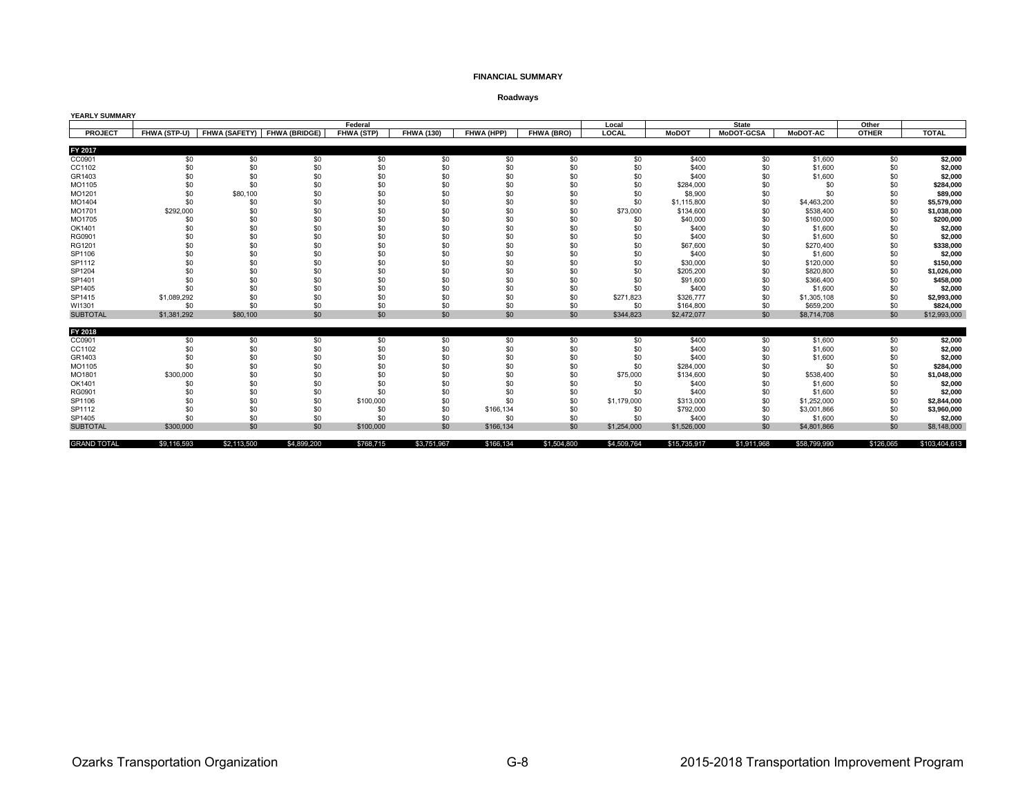# FINANCIAL SUMMARY

## Roadways

**YEARLY SUMMARY**

| | Federal | | | | | | | Local | State | | | Other | |
|---|---|---|---|---|---|---|---|---|---|---|---|---|---|
| **PROJECT** | **FHWA (STP-U)** | **FHWA (SAFETY)** | **FHWA (BRIDGE)** | **FHWA (STP)** | **FHWA (130)** | **FHWA (HPP)** | **FHWA (BRO)** | **LOCAL** | **MoDOT** | **MoDOT-GCSA** | **MoDOT-AC** | **OTHER** | **TOTAL** |
| **FY 2017** | | | | | | | | | | | | | |
| CC0901 | $0 | $0 | $0 | $0 | $0 | $0 | $0 | $0 | $400 | $0 | $1,600 | $0 | **$2,000** |
| CC1102 | $0 | $0 | $0 | $0 | $0 | $0 | $0 | $0 | $400 | $0 | $1,600 | $0 | **$2,000** |
| GR1403 | $0 | $0 | $0 | $0 | $0 | $0 | $0 | $0 | $400 | $0 | $1,600 | $0 | **$2,000** |
| MO1105 | $0 | $0 | $0 | $0 | $0 | $0 | $0 | $0 | $284,000 | $0 | $0 | $0 | **$284,000** |
| MO1201 | $0 | $80,100 | $0 | $0 | $0 | $0 | $0 | $0 | $8,900 | $0 | $0 | $0 | **$89,000** |
| MO1404 | $0 | $0 | $0 | $0 | $0 | $0 | $0 | $0 | $1,115,800 | $0 | $4,463,200 | $0 | **$5,579,000** |
| MO1701 | $292,000 | $0 | $0 | $0 | $0 | $0 | $0 | $73,000 | $134,600 | $0 | $538,400 | $0 | **$1,038,000** |
| MO1705 | $0 | $0 | $0 | $0 | $0 | $0 | $0 | $0 | $40,000 | $0 | $160,000 | $0 | **$200,000** |
| OK1401 | $0 | $0 | $0 | $0 | $0 | $0 | $0 | $0 | $400 | $0 | $1,600 | $0 | **$2,000** |
| RG0901 | $0 | $0 | $0 | $0 | $0 | $0 | $0 | $0 | $400 | $0 | $1,600 | $0 | **$2,000** |
| RG1201 | $0 | $0 | $0 | $0 | $0 | $0 | $0 | $0 | $67,600 | $0 | $270,400 | $0 | **$338,000** |
| SP1106 | $0 | $0 | $0 | $0 | $0 | $0 | $0 | $0 | $400 | $0 | $1,600 | $0 | **$2,000** |
| SP1112 | $0 | $0 | $0 | $0 | $0 | $0 | $0 | $0 | $30,000 | $0 | $120,000 | $0 | **$150,000** |
| SP1204 | $0 | $0 | $0 | $0 | $0 | $0 | $0 | $0 | $205,200 | $0 | $820,800 | $0 | **$1,026,000** |
| SP1401 | $0 | $0 | $0 | $0 | $0 | $0 | $0 | $0 | $91,600 | $0 | $366,400 | $0 | **$458,000** |
| SP1405 | $0 | $0 | $0 | $0 | $0 | $0 | $0 | $0 | $400 | $0 | $1,600 | $0 | **$2,000** |
| SP1415 | $1,089,292 | $0 | $0 | $0 | $0 | $0 | $0 | $271,823 | $326,777 | $0 | $1,305,108 | $0 | **$2,993,000** |
| WI1301 | $0 | $0 | $0 | $0 | $0 | $0 | $0 | $0 | $164,800 | $0 | $659,200 | $0 | **$824,000** |
| SUBTOTAL | $1,381,292 | $80,100 | $0 | $0 | $0 | $0 | $0 | $344,823 | $2,472,077 | $0 | $8,714,708 | $0 | $12,993,000 |
| **FY 2018** | | | | | | | | | | | | | |
| CC0901 | $0 | $0 | $0 | $0 | $0 | $0 | $0 | $0 | $400 | $0 | $1,600 | $0 | **$2,000** |
| CC1102 | $0 | $0 | $0 | $0 | $0 | $0 | $0 | $0 | $400 | $0 | $1,600 | $0 | **$2,000** |
| GR1403 | $0 | $0 | $0 | $0 | $0 | $0 | $0 | $0 | $400 | $0 | $1,600 | $0 | **$2,000** |
| MO1105 | $0 | $0 | $0 | $0 | $0 | $0 | $0 | $0 | $284,000 | $0 | $0 | $0 | **$284,000** |
| MO1801 | $300,000 | $0 | $0 | $0 | $0 | $0 | $0 | $75,000 | $134,600 | $0 | $538,400 | $0 | **$1,048,000** |
| OK1401 | $0 | $0 | $0 | $0 | $0 | $0 | $0 | $0 | $400 | $0 | $1,600 | $0 | **$2,000** |
| RG0901 | $0 | $0 | $0 | $0 | $0 | $0 | $0 | $0 | $400 | $0 | $1,600 | $0 | **$2,000** |
| SP1106 | $0 | $0 | $0 | $100,000 | $0 | $0 | $0 | $1,179,000 | $313,000 | $0 | $1,252,000 | $0 | **$2,844,000** |
| SP1112 | $0 | $0 | $0 | $0 | $0 | $166,134 | $0 | $0 | $792,000 | $0 | $3,001,866 | $0 | **$3,960,000** |
| SP1405 | $0 | $0 | $0 | $0 | $0 | $0 | $0 | $0 | $400 | $0 | $1,600 | $0 | **$2,000** |
| SUBTOTAL | $300,000 | $0 | $0 | $100,000 | $0 | $166,134 | $0 | $1,254,000 | $1,526,000 | $0 | $4,801,866 | $0 | $8,148,000 |
| GRAND TOTAL | $9,116,593 | $2,113,500 | $4,899,200 | $768,715 | $3,751,967 | $166,134 | $1,504,800 | $4,509,764 | $15,735,917 | $1,911,968 | $58,799,990 | $126,065 | $103,404,613 |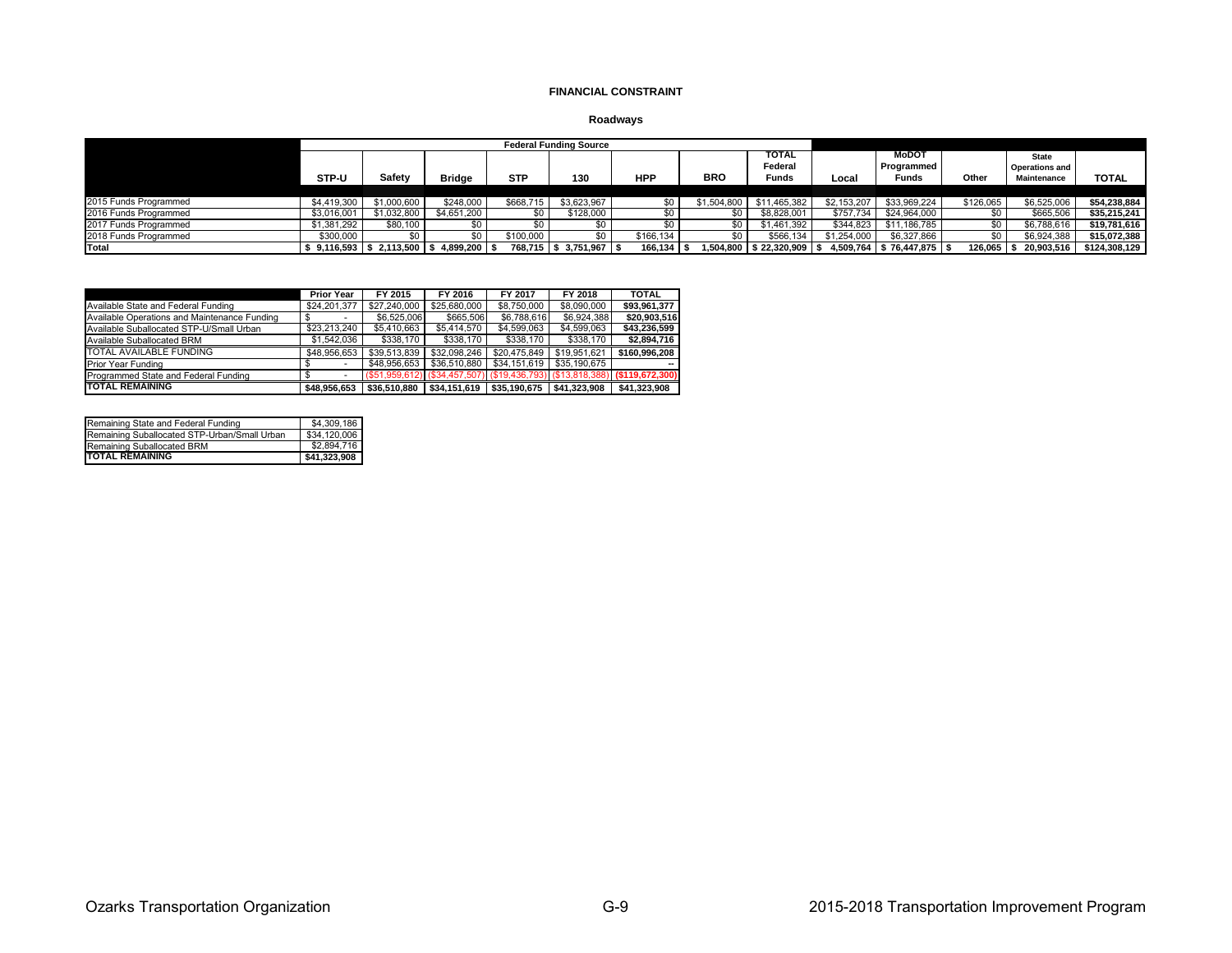**FINANCIAL CONSTRAINT**

**Roadways**

| | Federal Funding Source | | | | | | | | | | | | |
|---|---|---|---|---|---|---|---|---|---|---|---|---|---|
| | STP-U | Safety | Bridge | STP | 130 | HPP | BRO | TOTAL Federal Funds | Local | MoDOT Programmed Funds | Other | State Operations and Maintenance | TOTAL |
| 2015 Funds Programmed | $4,419,300 | $1,000,600 | $248,000 | $668,715 | $3,623,967 | $0 | $1,504,800 | $11,465,382 | $2,153,207 | $33,969,224 | $126,065 | $6,525,006 | $54,238,884 |
| 2016 Funds Programmed | $3,016,001 | $1,032,800 | $4,651,200 | $0 | $128,000 | $0 | $0 | $8,828,001 | $757,734 | $24,964,000 | $0 | $665,506 | $35,215,241 |
| 2017 Funds Programmed | $1,381,292 | $80,100 | $0 | $0 | $0 | $0 | $0 | $1,461,392 | $344,823 | $11,186,785 | $0 | $6,788,616 | $19,781,616 |
| 2018 Funds Programmed | $300,000 | $0 | $0 | $100,000 | $0 | $166,134 | $0 | $566,134 | $1,254,000 | $6,327,866 | $0 | $6,924,388 | $15,072,388 |
| **Total** | $ 9,116,593 | $ 2,113,500 | $ 4,899,200 | $ 768,715 | $ 3,751,967 | $ 166,134 | $ 1,504,800 | $ 22,320,909 | $ 4,509,764 | $ 76,447,875 | $ 126,065 | $ 20,903,516 | $124,308,129 |

| | Prior Year | FY 2015 | FY 2016 | FY 2017 | FY 2018 | TOTAL |
|---|---|---|---|---|---|---|
| Available State and Federal Funding | $24,201,377 | $27,240,000 | $25,680,000 | $8,750,000 | $8,090,000 | $93,961,377 |
| Available Operations and Maintenance Funding | $ - | $6,525,006 | $665,506 | $6,788,616 | $6,924,388 | $20,903,516 |
| Available Suballocated STP-U/Small Urban | $23,213,240 | $5,410,663 | $5,414,570 | $4,599,063 | $4,599,063 | $43,236,599 |
| Available Suballocated BRM | $1,542,036 | $338,170 | $338,170 | $338,170 | $338,170 | $2,894,716 |
| TOTAL AVAILABLE FUNDING | $48,956,653 | $39,513,839 | $32,098,246 | $20,475,849 | $19,951,621 | $160,996,208 |
| Prior Year Funding | $ - | $48,956,653 | $36,510,880 | $34,151,619 | $35,190,675 | -- |
| Programmed State and Federal Funding | $ - | ($51,959,612) | ($34,457,507) | ($19,436,793) | ($13,818,388) | ($119,672,300) |
| **TOTAL REMAINING** | $48,956,653 | $36,510,880 | $34,151,619 | $35,190,675 | $41,323,908 | $41,323,908 |

| | |
|---|---|
| Remaining State and Federal Funding | $4,309,186 |
| Remaining Suballocated STP-Urban/Small Urban | $34,120,006 |
| Remaining Suballocated BRM | $2,894,716 |
| **TOTAL REMAINING** | $41,323,908 |